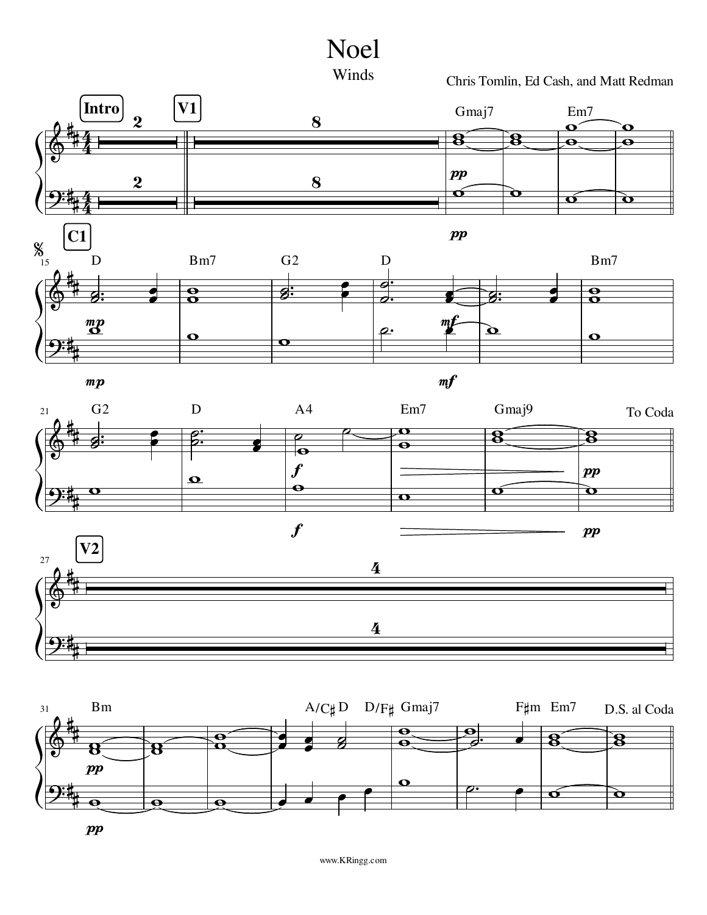# Noel

Winds

Chris Tomlin, Ed Cash, and Matt Redman

Intro 2 | V1 8 | Gmaj7 | Em7

*pp*

C1

15 D | Bm7 | G2 | D | | Bm7

*mp* *mf*

21 G2 | D | A4 | Em7 | Gmaj9 | To Coda

*f* *pp*

V2

27 4

31 Bm | | | A/C♯ D D/F♯ | Gmaj7 | F♯m Em7 | D.S. al Coda

*pp*

www.KRingg.com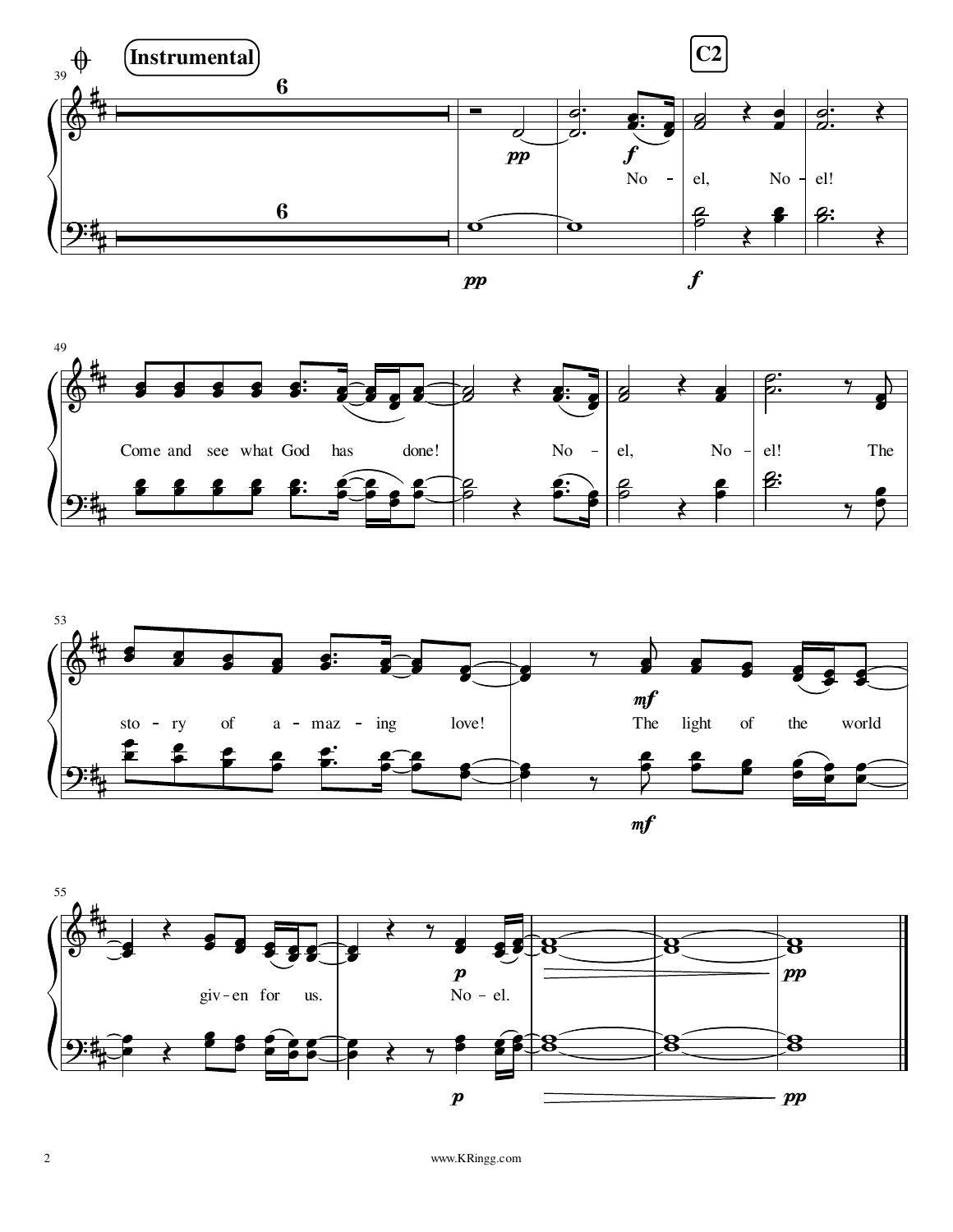**Instrumental**

**C2**

No - el, No - el!

Come and see what God has done! No - el, No - el! The

sto - ry of a - maz - ing love! The light of the world

giv - en for us. No - el.

www.KRingg.com